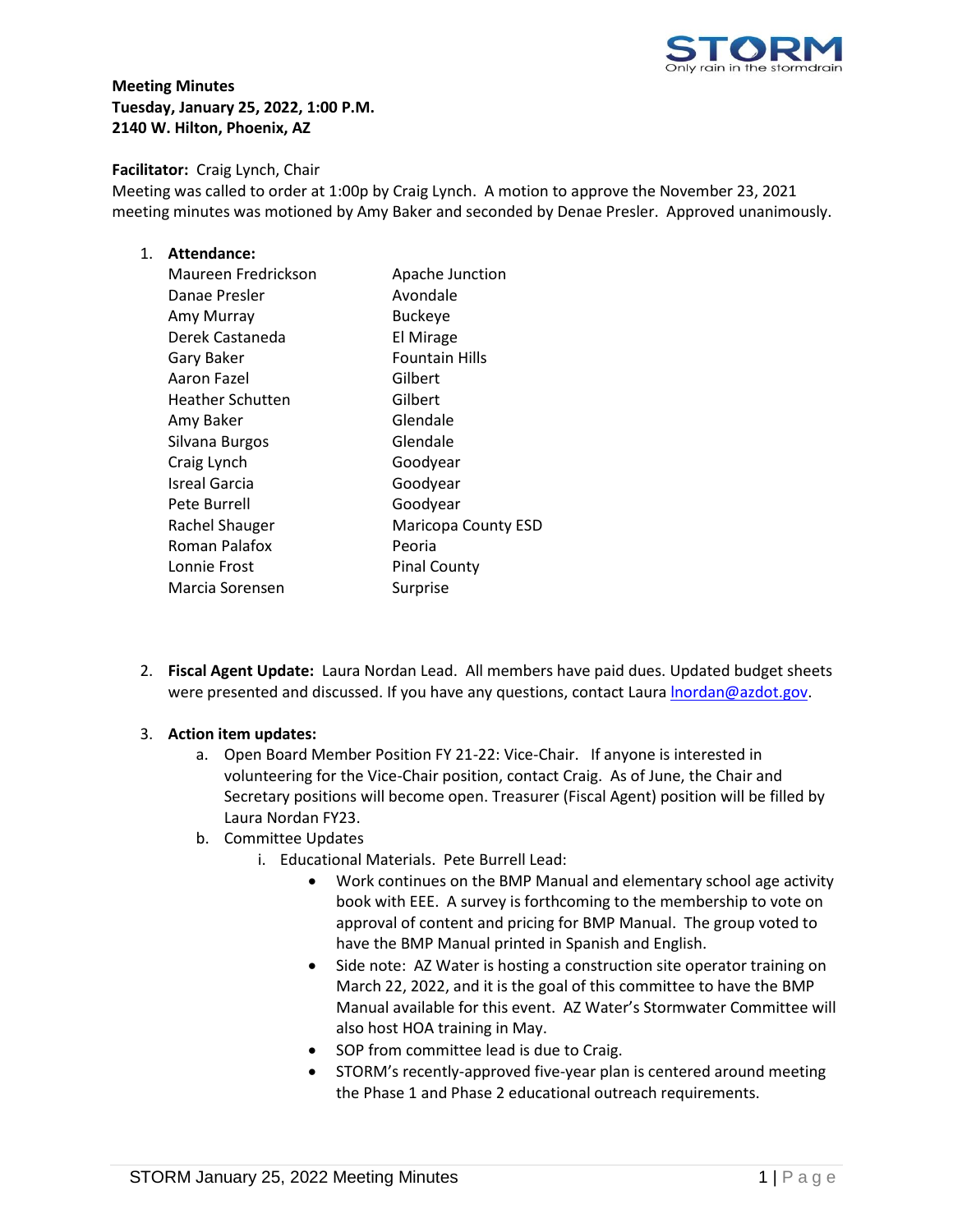**Meeting Minutes**
**Tuesday, January 25, 2022, 1:00 P.M.**
**2140 W. Hilton, Phoenix, AZ**

**Facilitator:** Craig Lynch, Chair
Meeting was called to order at 1:00p by Craig Lynch. A motion to approve the November 23, 2021 meeting minutes was motioned by Amy Baker and seconded by Denae Presler. Approved unanimously.

1. **Attendance:**

| | |
|---|---|
| Maureen Fredrickson | Apache Junction |
| Danae Presler | Avondale |
| Amy Murray | Buckeye |
| Derek Castaneda | El Mirage |
| Gary Baker | Fountain Hills |
| Aaron Fazel | Gilbert |
| Heather Schutten | Gilbert |
| Amy Baker | Glendale |
| Silvana Burgos | Glendale |
| Craig Lynch | Goodyear |
| Isreal Garcia | Goodyear |
| Pete Burrell | Goodyear |
| Rachel Shauger | Maricopa County ESD |
| Roman Palafox | Peoria |
| Lonnie Frost | Pinal County |
| Marcia Sorensen | Surprise |

2. **Fiscal Agent Update:** Laura Nordan Lead. All members have paid dues. Updated budget sheets were presented and discussed. If you have any questions, contact Laura lnordan@azdot.gov.

3. **Action item updates:**
   a. Open Board Member Position FY 21-22: Vice-Chair. If anyone is interested in volunteering for the Vice-Chair position, contact Craig. As of June, the Chair and Secretary positions will become open. Treasurer (Fiscal Agent) position will be filled by Laura Nordan FY23.
   b. Committee Updates
      i. Educational Materials. Pete Burrell Lead:
         - Work continues on the BMP Manual and elementary school age activity book with EEE. A survey is forthcoming to the membership to vote on approval of content and pricing for BMP Manual. The group voted to have the BMP Manual printed in Spanish and English.
         - Side note: AZ Water is hosting a construction site operator training on March 22, 2022, and it is the goal of this committee to have the BMP Manual available for this event. AZ Water's Stormwater Committee will also host HOA training in May.
         - SOP from committee lead is due to Craig.
         - STORM's recently-approved five-year plan is centered around meeting the Phase 1 and Phase 2 educational outreach requirements.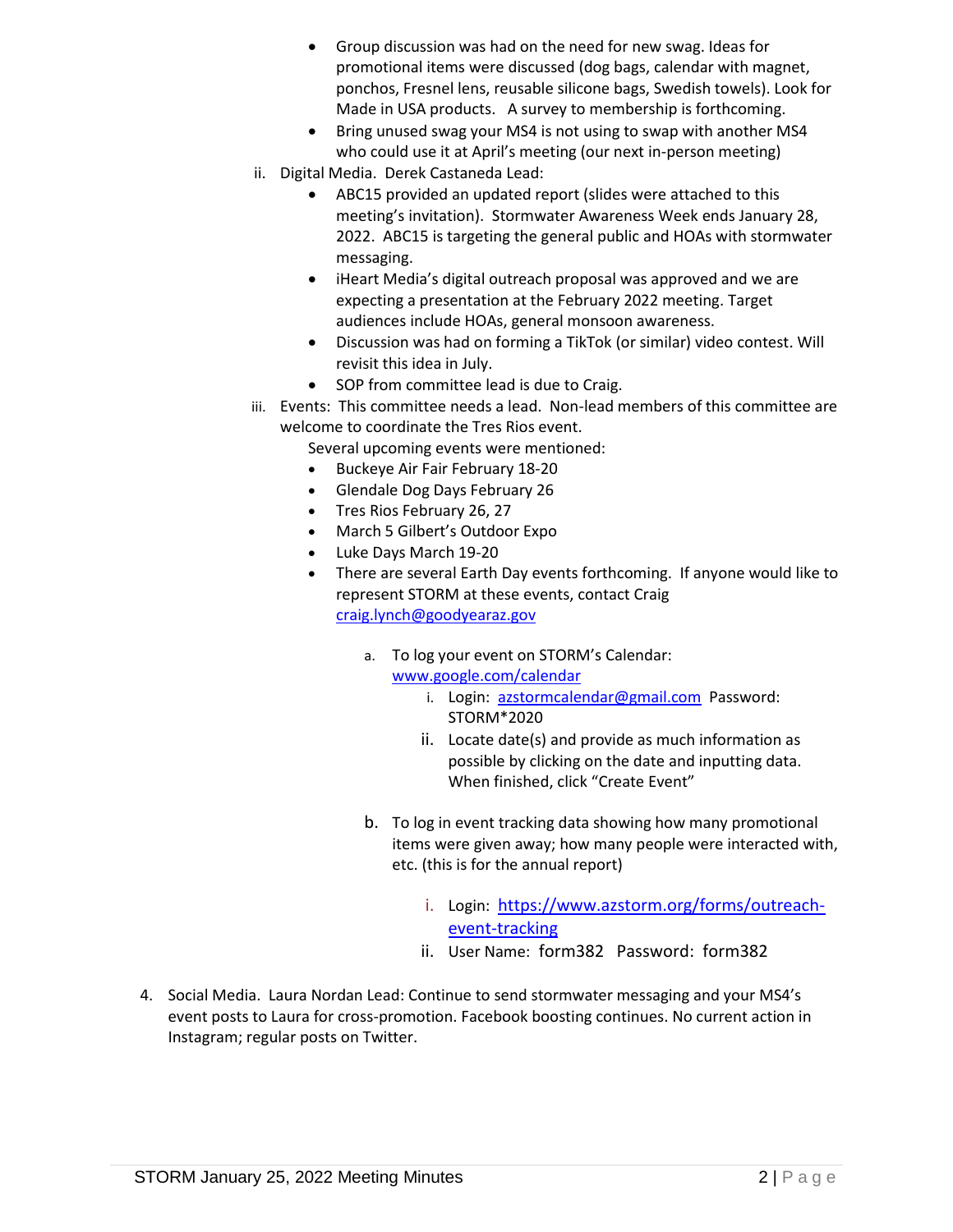- Group discussion was had on the need for new swag. Ideas for promotional items were discussed (dog bags, calendar with magnet, ponchos, Fresnel lens, reusable silicone bags, Swedish towels). Look for Made in USA products. A survey to membership is forthcoming.
- Bring unused swag your MS4 is not using to swap with another MS4 who could use it at April's meeting (our next in-person meeting)

ii. Digital Media. Derek Castaneda Lead:

- ABC15 provided an updated report (slides were attached to this meeting's invitation). Stormwater Awareness Week ends January 28, 2022. ABC15 is targeting the general public and HOAs with stormwater messaging.
- iHeart Media's digital outreach proposal was approved and we are expecting a presentation at the February 2022 meeting. Target audiences include HOAs, general monsoon awareness.
- Discussion was had on forming a TikTok (or similar) video contest. Will revisit this idea in July.
- SOP from committee lead is due to Craig.

iii. Events: This committee needs a lead. Non-lead members of this committee are welcome to coordinate the Tres Rios event.

Several upcoming events were mentioned:

- Buckeye Air Fair February 18-20
- Glendale Dog Days February 26
- Tres Rios February 26, 27
- March 5 Gilbert's Outdoor Expo
- Luke Days March 19-20
- There are several Earth Day events forthcoming. If anyone would like to represent STORM at these events, contact Craig craig.lynch@goodyearaz.gov

a. To log your event on STORM's Calendar: www.google.com/calendar
   i. Login: azstormcalendar@gmail.com Password: STORM*2020
   ii. Locate date(s) and provide as much information as possible by clicking on the date and inputting data. When finished, click "Create Event"

b. To log in event tracking data showing how many promotional items were given away; how many people were interacted with, etc. (this is for the annual report)
   i. Login: https://www.azstorm.org/forms/outreach-event-tracking
   ii. User Name: form382 Password: form382

4. Social Media. Laura Nordan Lead: Continue to send stormwater messaging and your MS4's event posts to Laura for cross-promotion. Facebook boosting continues. No current action in Instagram; regular posts on Twitter.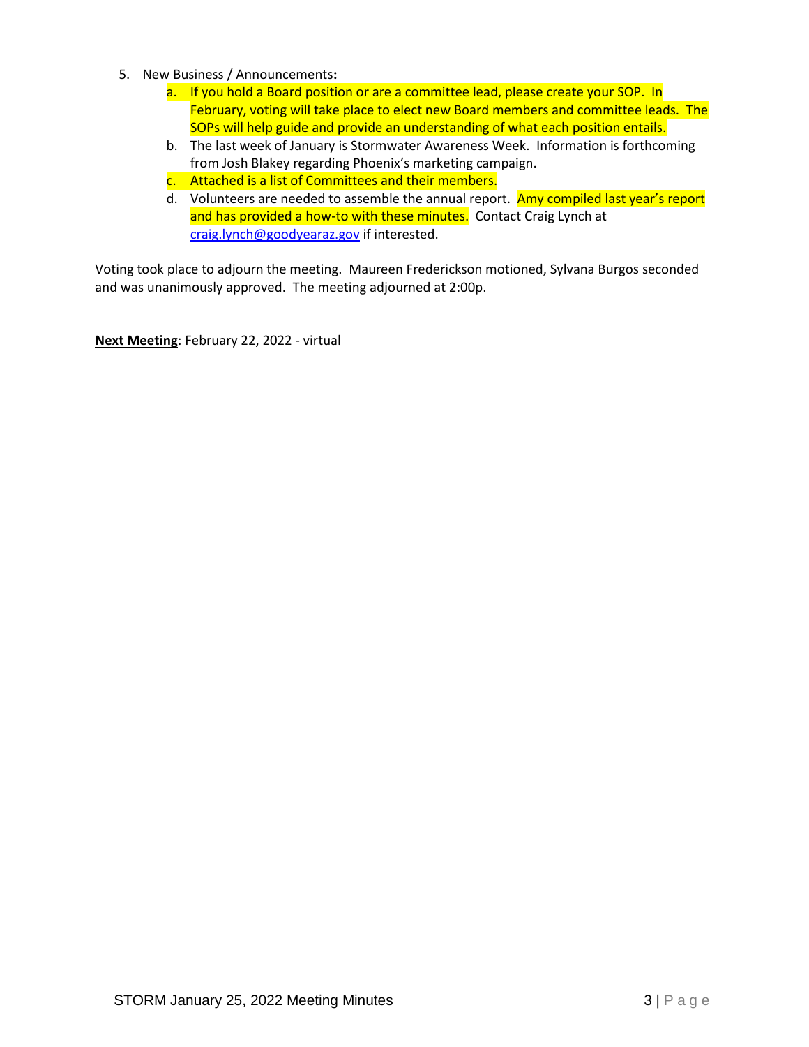5. New Business / Announcements**:**
    a. If you hold a Board position or are a committee lead, please create your SOP. In February, voting will take place to elect new Board members and committee leads. The SOPs will help guide and provide an understanding of what each position entails.
    b. The last week of January is Stormwater Awareness Week. Information is forthcoming from Josh Blakey regarding Phoenix's marketing campaign.
    c. Attached is a list of Committees and their members.
    d. Volunteers are needed to assemble the annual report. Amy compiled last year's report and has provided a how-to with these minutes. Contact Craig Lynch at craig.lynch@goodyearaz.gov if interested.

Voting took place to adjourn the meeting. Maureen Frederickson motioned, Sylvana Burgos seconded and was unanimously approved. The meeting adjourned at 2:00p.

**Next Meeting**: February 22, 2022 - virtual